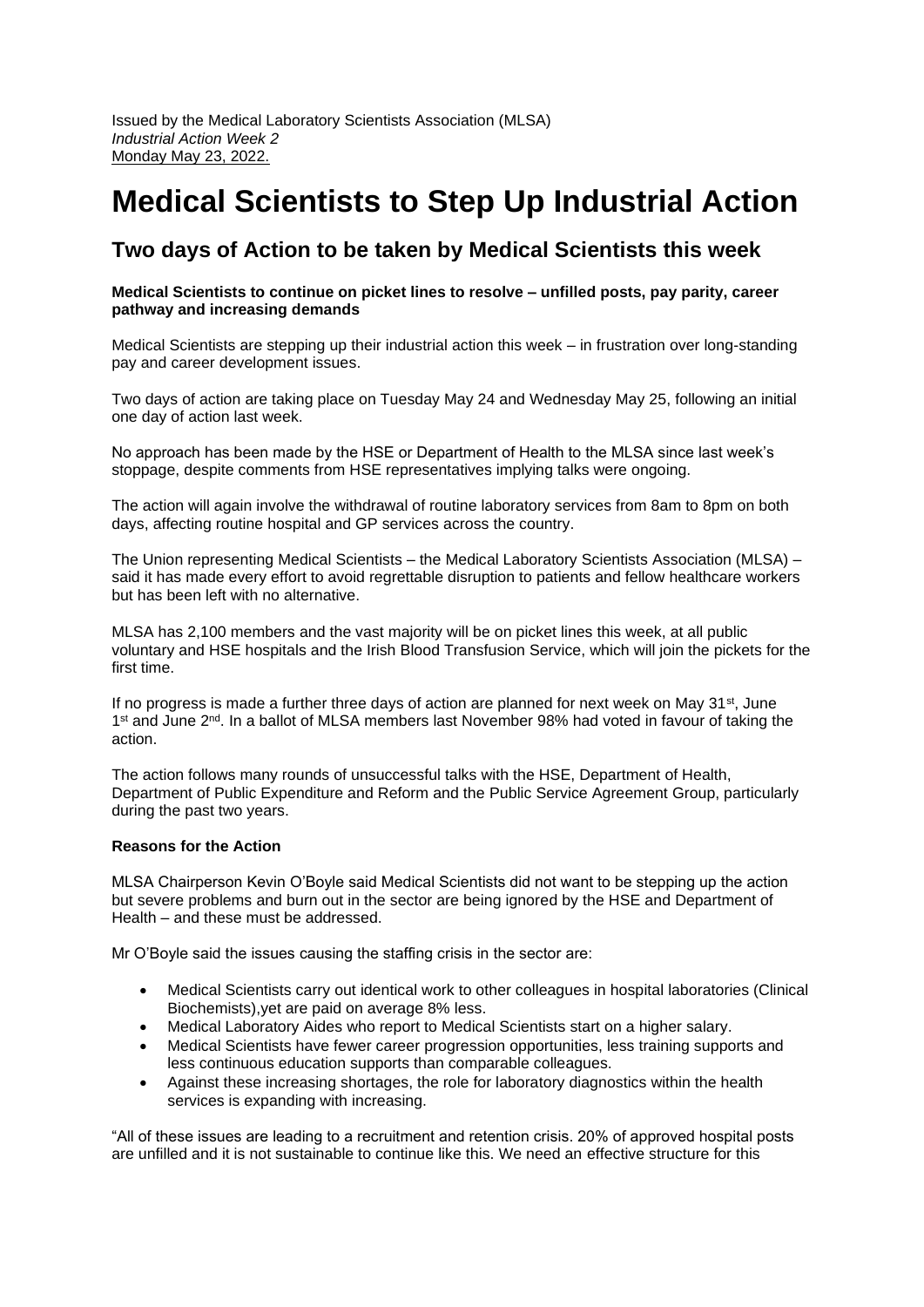Issued by the Medical Laboratory Scientists Association (MLSA)
*Industrial Action Week 2*
Monday May 23, 2022.

# Medical Scientists to Step Up Industrial Action

## Two days of Action to be taken by Medical Scientists this week

**Medical Scientists to continue on picket lines to resolve – unfilled posts, pay parity, career pathway and increasing demands**

Medical Scientists are stepping up their industrial action this week – in frustration over long-standing pay and career development issues.

Two days of action are taking place on Tuesday May 24 and Wednesday May 25, following an initial one day of action last week.

No approach has been made by the HSE or Department of Health to the MLSA since last week's stoppage, despite comments from HSE representatives implying talks were ongoing.

The action will again involve the withdrawal of routine laboratory services from 8am to 8pm on both days, affecting routine hospital and GP services across the country.

The Union representing Medical Scientists – the Medical Laboratory Scientists Association (MLSA) – said it has made every effort to avoid regrettable disruption to patients and fellow healthcare workers but has been left with no alternative.

MLSA has 2,100 members and the vast majority will be on picket lines this week, at all public voluntary and HSE hospitals and the Irish Blood Transfusion Service, which will join the pickets for the first time.

If no progress is made a further three days of action are planned for next week on May 31st, June 1st and June 2nd. In a ballot of MLSA members last November 98% had voted in favour of taking the action.

The action follows many rounds of unsuccessful talks with the HSE, Department of Health, Department of Public Expenditure and Reform and the Public Service Agreement Group, particularly during the past two years.

**Reasons for the Action**

MLSA Chairperson Kevin O'Boyle said Medical Scientists did not want to be stepping up the action but severe problems and burn out in the sector are being ignored by the HSE and Department of Health – and these must be addressed.

Mr O'Boyle said the issues causing the staffing crisis in the sector are:

- Medical Scientists carry out identical work to other colleagues in hospital laboratories (Clinical Biochemists),yet are paid on average 8% less.
- Medical Laboratory Aides who report to Medical Scientists start on a higher salary.
- Medical Scientists have fewer career progression opportunities, less training supports and less continuous education supports than comparable colleagues.
- Against these increasing shortages, the role for laboratory diagnostics within the health services is expanding with increasing.

"All of these issues are leading to a recruitment and retention crisis. 20% of approved hospital posts are unfilled and it is not sustainable to continue like this. We need an effective structure for this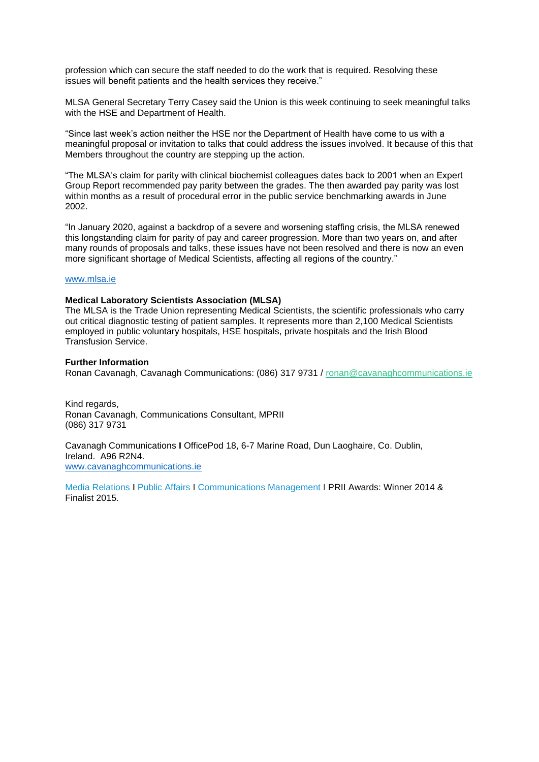profession which can secure the staff needed to do the work that is required. Resolving these issues will benefit patients and the health services they receive."

MLSA General Secretary Terry Casey said the Union is this week continuing to seek meaningful talks with the HSE and Department of Health.

"Since last week's action neither the HSE nor the Department of Health have come to us with a meaningful proposal or invitation to talks that could address the issues involved. It because of this that Members throughout the country are stepping up the action.

"The MLSA's claim for parity with clinical biochemist colleagues dates back to 2001 when an Expert Group Report recommended pay parity between the grades. The then awarded pay parity was lost within months as a result of procedural error in the public service benchmarking awards in June 2002.

"In January 2020, against a backdrop of a severe and worsening staffing crisis, the MLSA renewed this longstanding claim for parity of pay and career progression. More than two years on, and after many rounds of proposals and talks, these issues have not been resolved and there is now an even more significant shortage of Medical Scientists, affecting all regions of the country."

www.mlsa.ie

**Medical Laboratory Scientists Association (MLSA)**
The MLSA is the Trade Union representing Medical Scientists, the scientific professionals who carry out critical diagnostic testing of patient samples. It represents more than 2,100 Medical Scientists employed in public voluntary hospitals, HSE hospitals, private hospitals and the Irish Blood Transfusion Service.

**Further Information**
Ronan Cavanagh, Cavanagh Communications: (086) 317 9731 / ronan@cavanaghcommunications.ie

Kind regards,
Ronan Cavanagh, Communications Consultant, MPRII
(086) 317 9731

Cavanagh Communications **I** OfficePod 18, 6-7 Marine Road, Dun Laoghaire, Co. Dublin, Ireland. A96 R2N4.
www.cavanaghcommunications.ie

Media Relations **I** Public Affairs **I** Communications Management **I** PRII Awards: Winner 2014 & Finalist 2015.